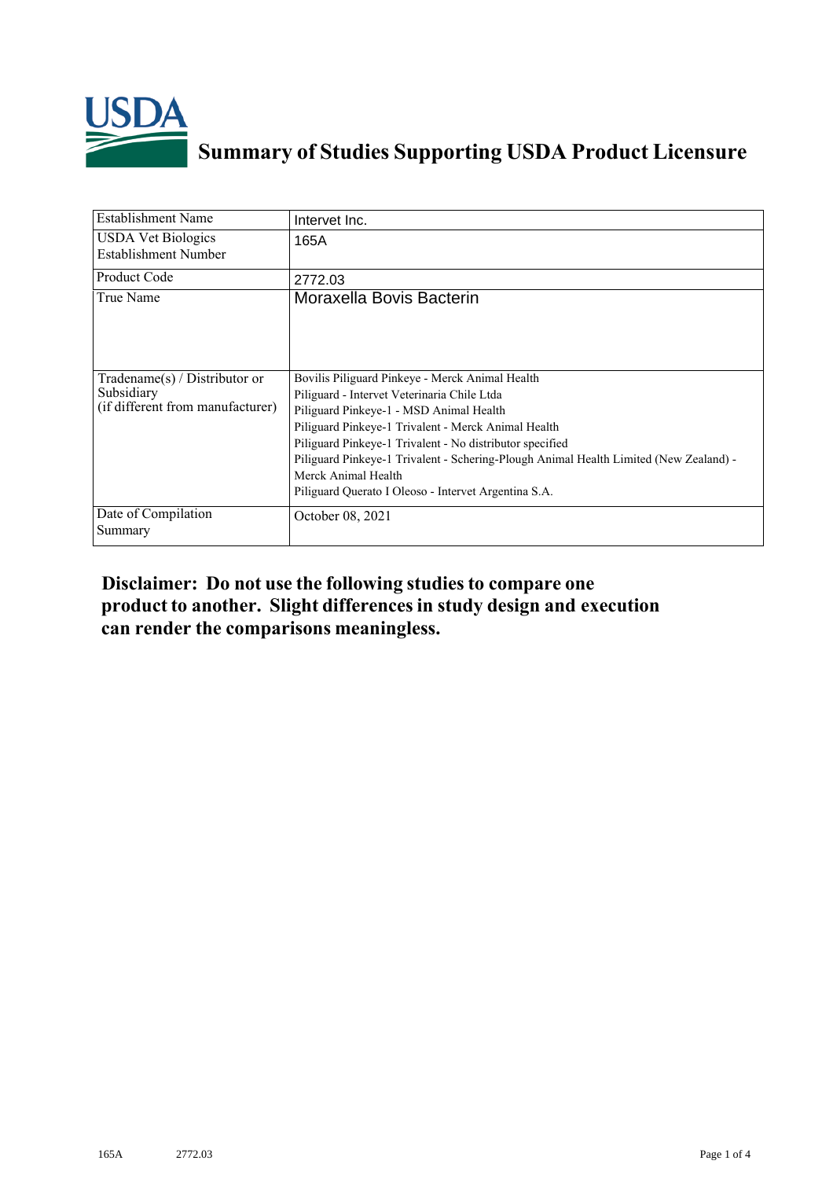# Summary of Studies Supporting USDA Product Licensure

| | |
|---|---|
| Establishment Name | Intervet Inc. |
| USDA Vet Biologics Establishment Number | 165A |
| Product Code | 2772.03 |
| True Name | Moraxella Bovis Bacterin |
| Tradename(s) / Distributor or Subsidiary (if different from manufacturer) | Bovilis Piliguard Pinkeye - Merck Animal Health<br>Piliguard - Intervet Veterinaria Chile Ltda<br>Piliguard Pinkeye-1 - MSD Animal Health<br>Piliguard Pinkeye-1 Trivalent - Merck Animal Health<br>Piliguard Pinkeye-1 Trivalent - No distributor specified<br>Piliguard Pinkeye-1 Trivalent - Schering-Plough Animal Health Limited (New Zealand) - Merck Animal Health<br>Piliguard Querato I Oleoso - Intervet Argentina S.A. |
| Date of Compilation Summary | October 08, 2021 |

**Disclaimer: Do not use the following studies to compare one product to another. Slight differences in study design and execution can render the comparisons meaningless.**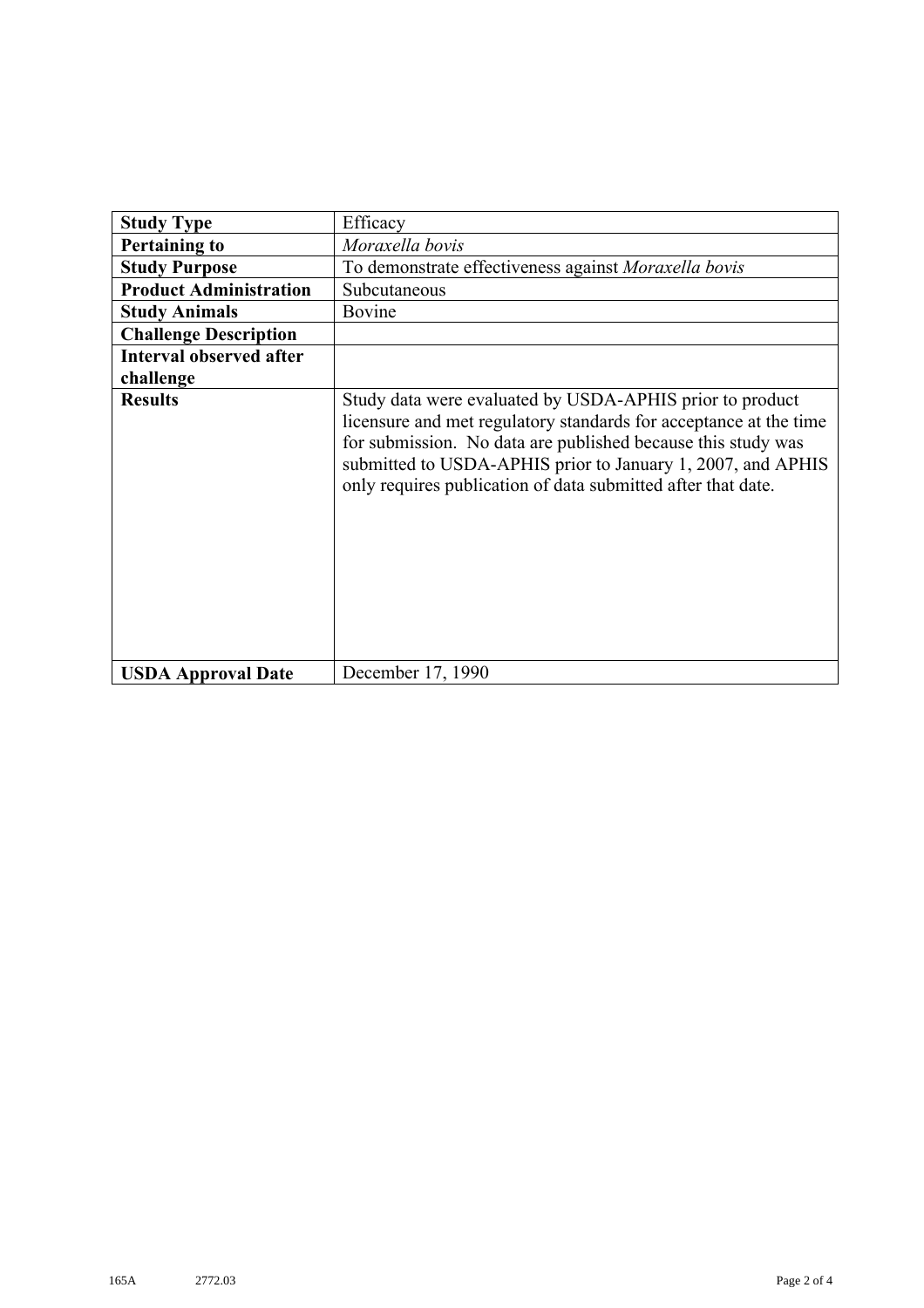| **Study Type** | Efficacy |
|---|---|
| **Pertaining to** | *Moraxella bovis* |
| **Study Purpose** | To demonstrate effectiveness against *Moraxella bovis* |
| **Product Administration** | Subcutaneous |
| **Study Animals** | Bovine |
| **Challenge Description** | |
| **Interval observed after challenge** | |
| **Results** | Study data were evaluated by USDA-APHIS prior to product licensure and met regulatory standards for acceptance at the time for submission. No data are published because this study was submitted to USDA-APHIS prior to January 1, 2007, and APHIS only requires publication of data submitted after that date. |
| **USDA Approval Date** | December 17, 1990 |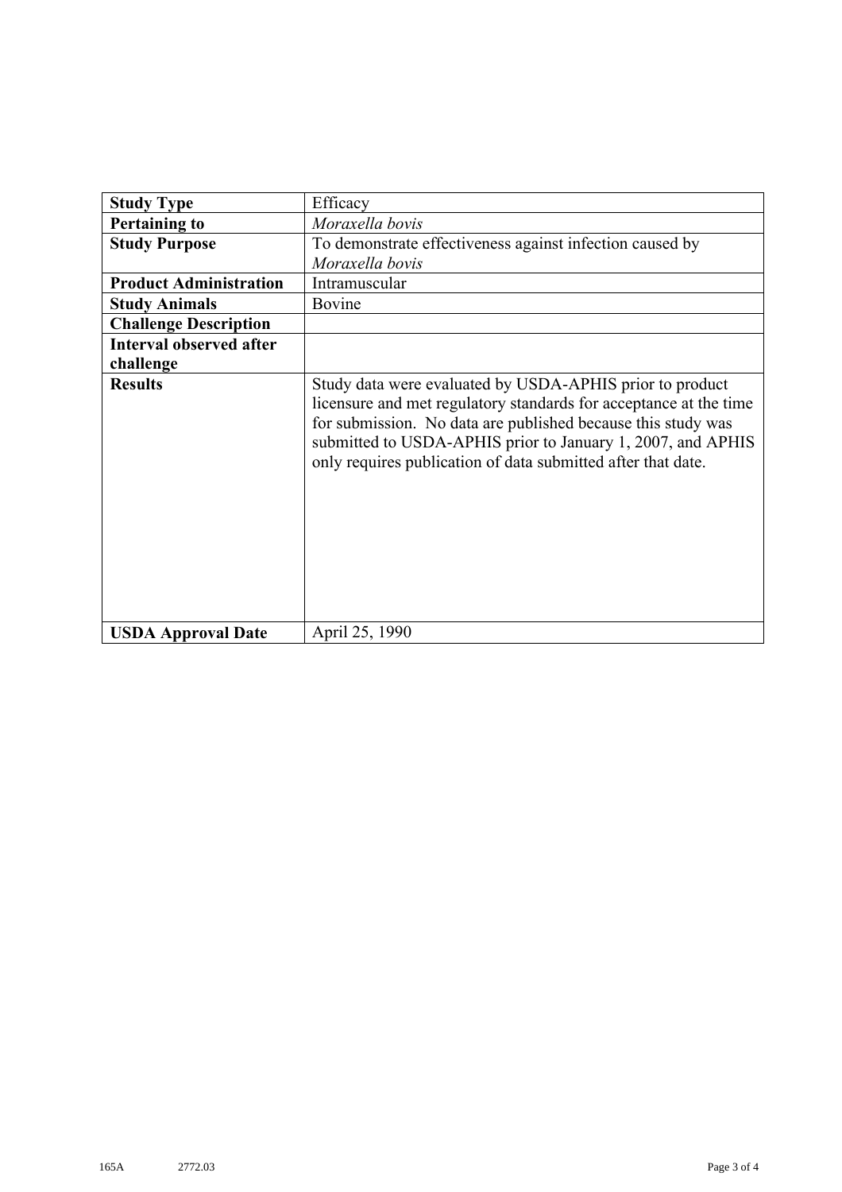| **Study Type** | Efficacy |
|---|---|
| **Pertaining to** | *Moraxella bovis* |
| **Study Purpose** | To demonstrate effectiveness against infection caused by *Moraxella bovis* |
| **Product Administration** | Intramuscular |
| **Study Animals** | Bovine |
| **Challenge Description** | |
| **Interval observed after challenge** | |
| **Results** | Study data were evaluated by USDA-APHIS prior to product licensure and met regulatory standards for acceptance at the time for submission. No data are published because this study was submitted to USDA-APHIS prior to January 1, 2007, and APHIS only requires publication of data submitted after that date. |
| **USDA Approval Date** | April 25, 1990 |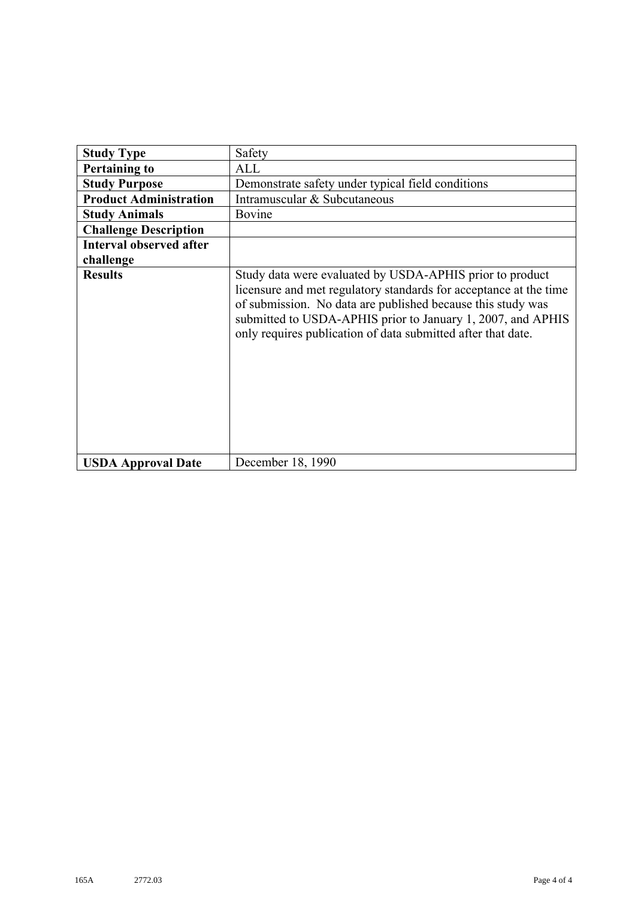| | |
|---|---|
| **Study Type** | Safety |
| **Pertaining to** | ALL |
| **Study Purpose** | Demonstrate safety under typical field conditions |
| **Product Administration** | Intramuscular & Subcutaneous |
| **Study Animals** | Bovine |
| **Challenge Description** | |
| **Interval observed after challenge** | |
| **Results** | Study data were evaluated by USDA-APHIS prior to product licensure and met regulatory standards for acceptance at the time of submission. No data are published because this study was submitted to USDA-APHIS prior to January 1, 2007, and APHIS only requires publication of data submitted after that date. |
| **USDA Approval Date** | December 18, 1990 |

165A 2772.03